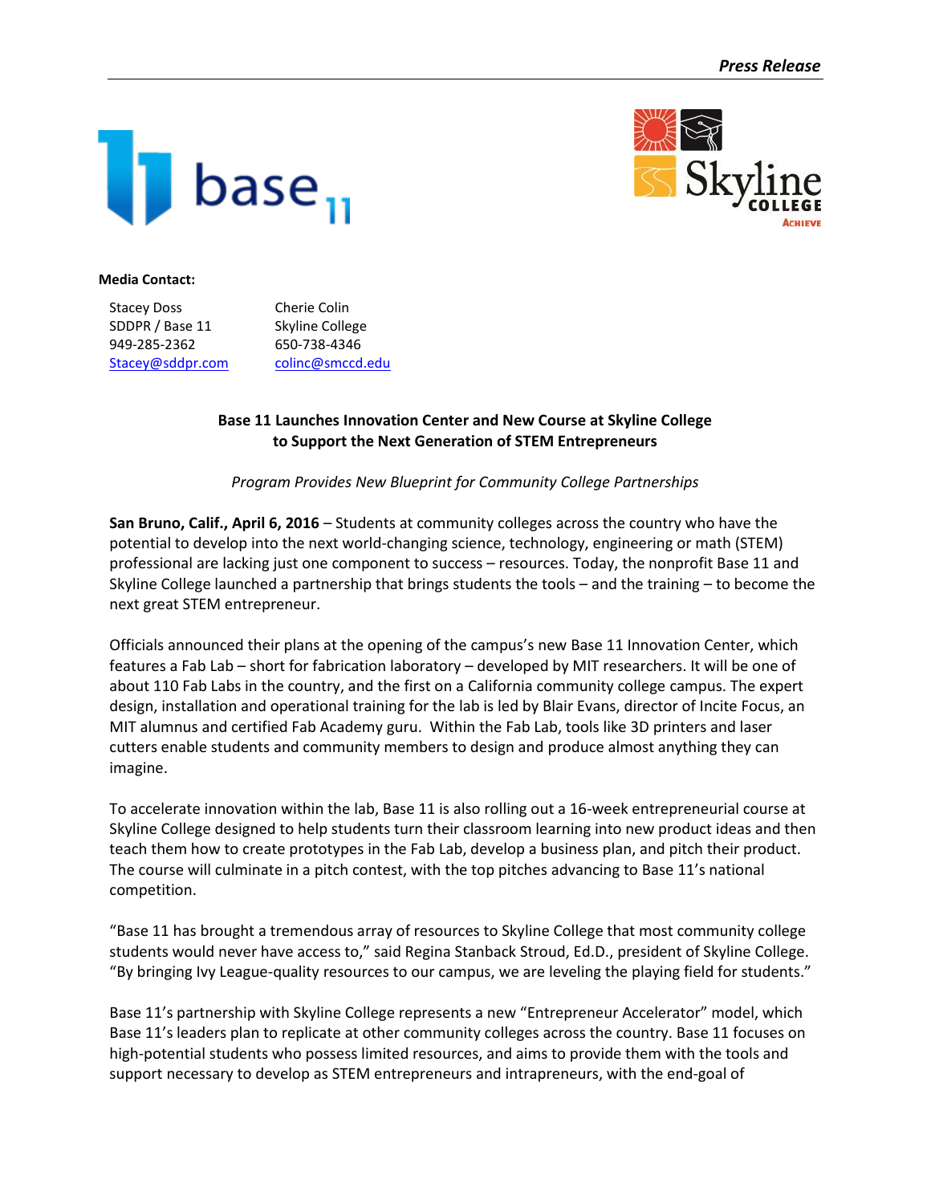*Press Release*

**Media Contact:**

| Stacey Doss | Cherie Colin |
| --- | --- |
| SDDPR / Base 11 | Skyline College |
| 949-285-2362 | 650-738-4346 |
| Stacey@sddpr.com | colinc@smccd.edu |

**Base 11 Launches Innovation Center and New Course at Skyline College to Support the Next Generation of STEM Entrepreneurs**

*Program Provides New Blueprint for Community College Partnerships*

**San Bruno, Calif., April 6, 2016** – Students at community colleges across the country who have the potential to develop into the next world-changing science, technology, engineering or math (STEM) professional are lacking just one component to success – resources. Today, the nonprofit Base 11 and Skyline College launched a partnership that brings students the tools – and the training – to become the next great STEM entrepreneur.

Officials announced their plans at the opening of the campus's new Base 11 Innovation Center, which features a Fab Lab – short for fabrication laboratory – developed by MIT researchers. It will be one of about 110 Fab Labs in the country, and the first on a California community college campus. The expert design, installation and operational training for the lab is led by Blair Evans, director of Incite Focus, an MIT alumnus and certified Fab Academy guru. Within the Fab Lab, tools like 3D printers and laser cutters enable students and community members to design and produce almost anything they can imagine.

To accelerate innovation within the lab, Base 11 is also rolling out a 16-week entrepreneurial course at Skyline College designed to help students turn their classroom learning into new product ideas and then teach them how to create prototypes in the Fab Lab, develop a business plan, and pitch their product. The course will culminate in a pitch contest, with the top pitches advancing to Base 11's national competition.

"Base 11 has brought a tremendous array of resources to Skyline College that most community college students would never have access to," said Regina Stanback Stroud, Ed.D., president of Skyline College. "By bringing Ivy League-quality resources to our campus, we are leveling the playing field for students."

Base 11's partnership with Skyline College represents a new "Entrepreneur Accelerator" model, which Base 11's leaders plan to replicate at other community colleges across the country. Base 11 focuses on high-potential students who possess limited resources, and aims to provide them with the tools and support necessary to develop as STEM entrepreneurs and intrapreneurs, with the end-goal of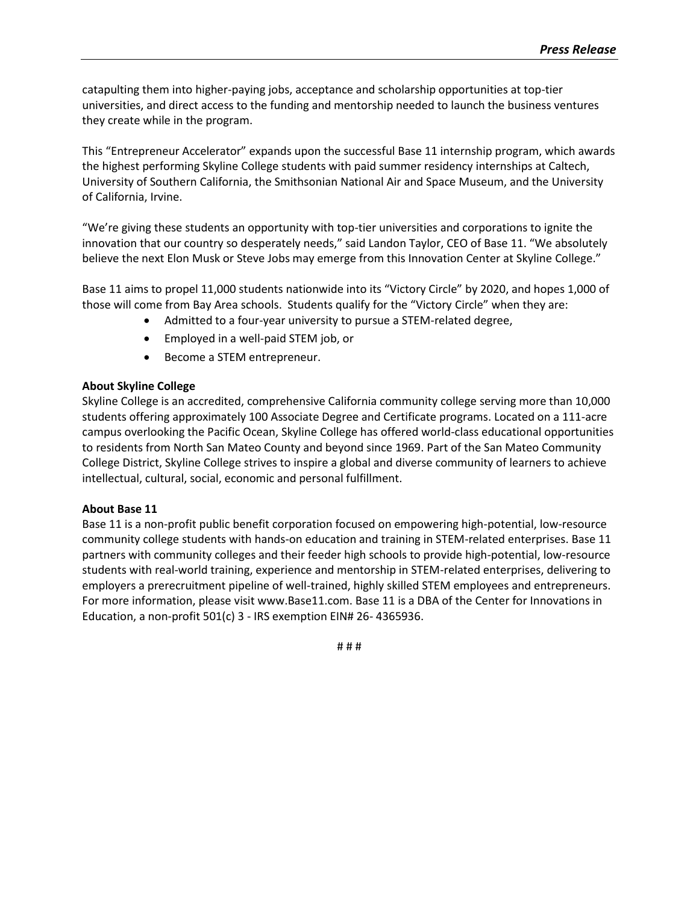catapulting them into higher-paying jobs, acceptance and scholarship opportunities at top-tier universities, and direct access to the funding and mentorship needed to launch the business ventures they create while in the program.

This "Entrepreneur Accelerator" expands upon the successful Base 11 internship program, which awards the highest performing Skyline College students with paid summer residency internships at Caltech, University of Southern California, the Smithsonian National Air and Space Museum, and the University of California, Irvine.

"We're giving these students an opportunity with top-tier universities and corporations to ignite the innovation that our country so desperately needs," said Landon Taylor, CEO of Base 11. "We absolutely believe the next Elon Musk or Steve Jobs may emerge from this Innovation Center at Skyline College."

Base 11 aims to propel 11,000 students nationwide into its "Victory Circle" by 2020, and hopes 1,000 of those will come from Bay Area schools. Students qualify for the "Victory Circle" when they are:

- Admitted to a four-year university to pursue a STEM-related degree,
- Employed in a well-paid STEM job, or
- Become a STEM entrepreneur.

**About Skyline College**

Skyline College is an accredited, comprehensive California community college serving more than 10,000 students offering approximately 100 Associate Degree and Certificate programs. Located on a 111-acre campus overlooking the Pacific Ocean, Skyline College has offered world-class educational opportunities to residents from North San Mateo County and beyond since 1969. Part of the San Mateo Community College District, Skyline College strives to inspire a global and diverse community of learners to achieve intellectual, cultural, social, economic and personal fulfillment.

**About Base 11**

Base 11 is a non-profit public benefit corporation focused on empowering high-potential, low-resource community college students with hands-on education and training in STEM-related enterprises. Base 11 partners with community colleges and their feeder high schools to provide high-potential, low-resource students with real-world training, experience and mentorship in STEM-related enterprises, delivering to employers a prerecruitment pipeline of well-trained, highly skilled STEM employees and entrepreneurs. For more information, please visit www.Base11.com. Base 11 is a DBA of the Center for Innovations in Education, a non-profit 501(c) 3 - IRS exemption EIN# 26- 4365936.

# # #